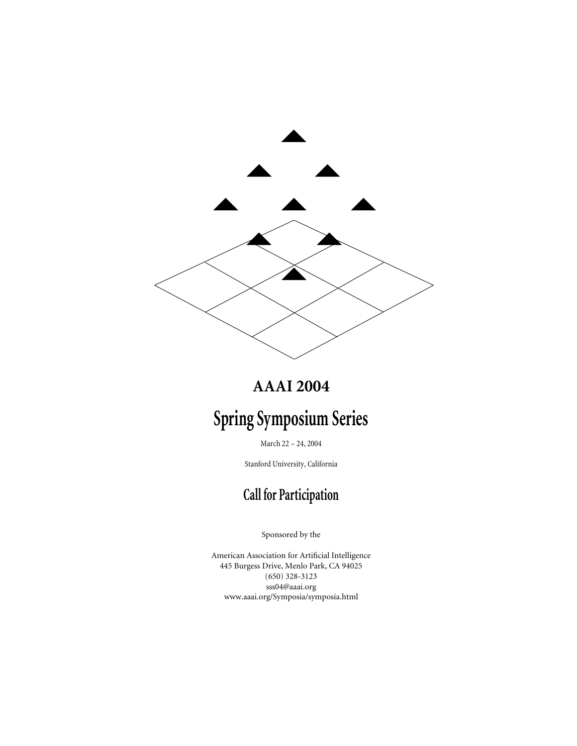# AAAI 2004

# Spring Symposium Series

March 22 – 24, 2004

Stanford University, California

## Call for Participation

Sponsored by the

American Association for Artificial Intelligence
445 Burgess Drive, Menlo Park, CA 94025
(650) 328-3123
sss04@aaai.org
www.aaai.org/Symposia/symposia.html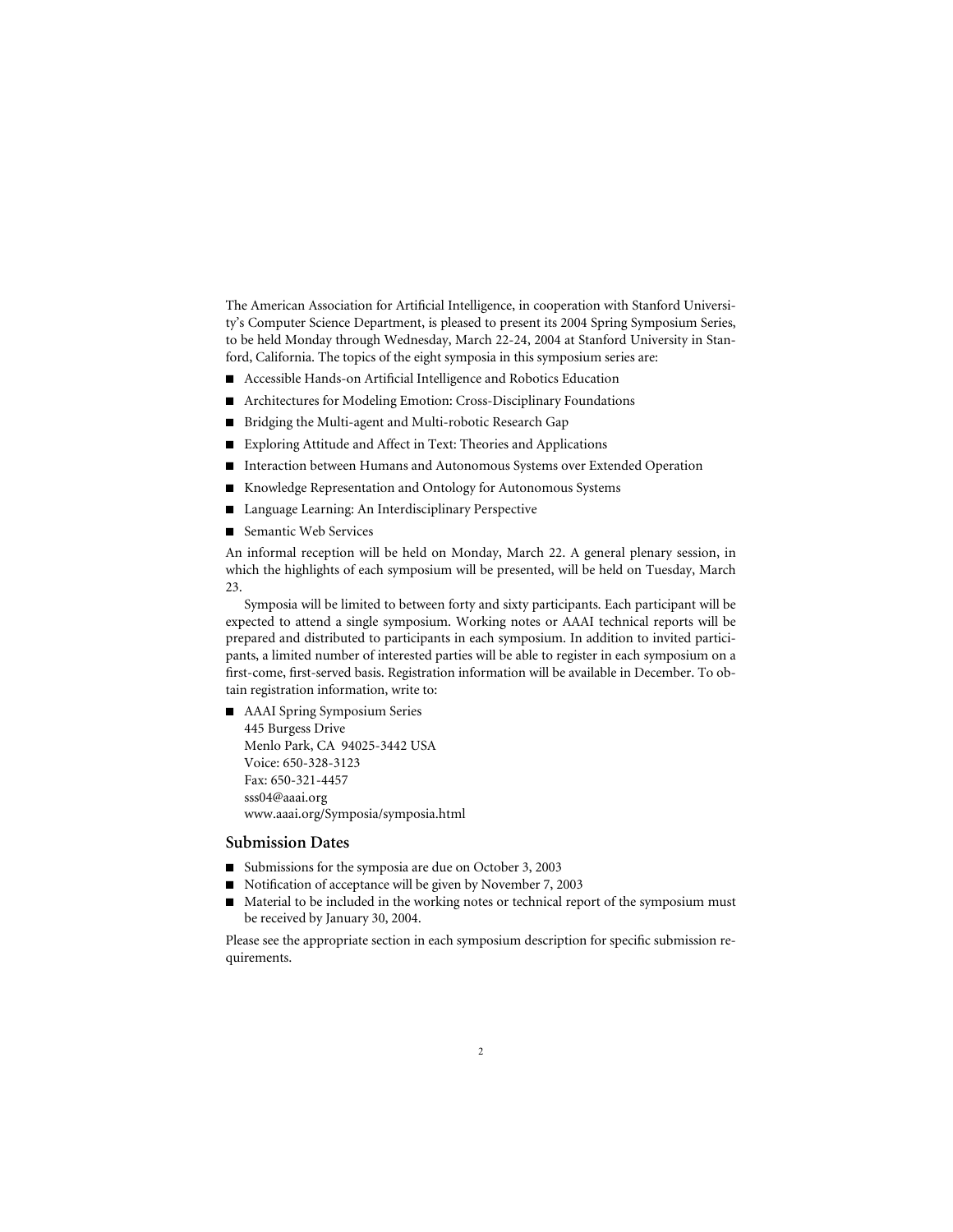The American Association for Artificial Intelligence, in cooperation with Stanford University's Computer Science Department, is pleased to present its 2004 Spring Symposium Series, to be held Monday through Wednesday, March 22-24, 2004 at Stanford University in Stanford, California. The topics of the eight symposia in this symposium series are:

- Accessible Hands-on Artificial Intelligence and Robotics Education
- Architectures for Modeling Emotion: Cross-Disciplinary Foundations
- Bridging the Multi-agent and Multi-robotic Research Gap
- Exploring Attitude and Affect in Text: Theories and Applications
- Interaction between Humans and Autonomous Systems over Extended Operation
- Knowledge Representation and Ontology for Autonomous Systems
- Language Learning: An Interdisciplinary Perspective
- Semantic Web Services

An informal reception will be held on Monday, March 22. A general plenary session, in which the highlights of each symposium will be presented, will be held on Tuesday, March 23.

Symposia will be limited to between forty and sixty participants. Each participant will be expected to attend a single symposium. Working notes or AAAI technical reports will be prepared and distributed to participants in each symposium. In addition to invited participants, a limited number of interested parties will be able to register in each symposium on a first-come, first-served basis. Registration information will be available in December. To obtain registration information, write to:

- AAAI Spring Symposium Series
  445 Burgess Drive
  Menlo Park, CA 94025-3442 USA
  Voice: 650-328-3123
  Fax: 650-321-4457
  sss04@aaai.org
  www.aaai.org/Symposia/symposia.html

## Submission Dates

- Submissions for the symposia are due on October 3, 2003
- Notification of acceptance will be given by November 7, 2003
- Material to be included in the working notes or technical report of the symposium must be received by January 30, 2004.

Please see the appropriate section in each symposium description for specific submission requirements.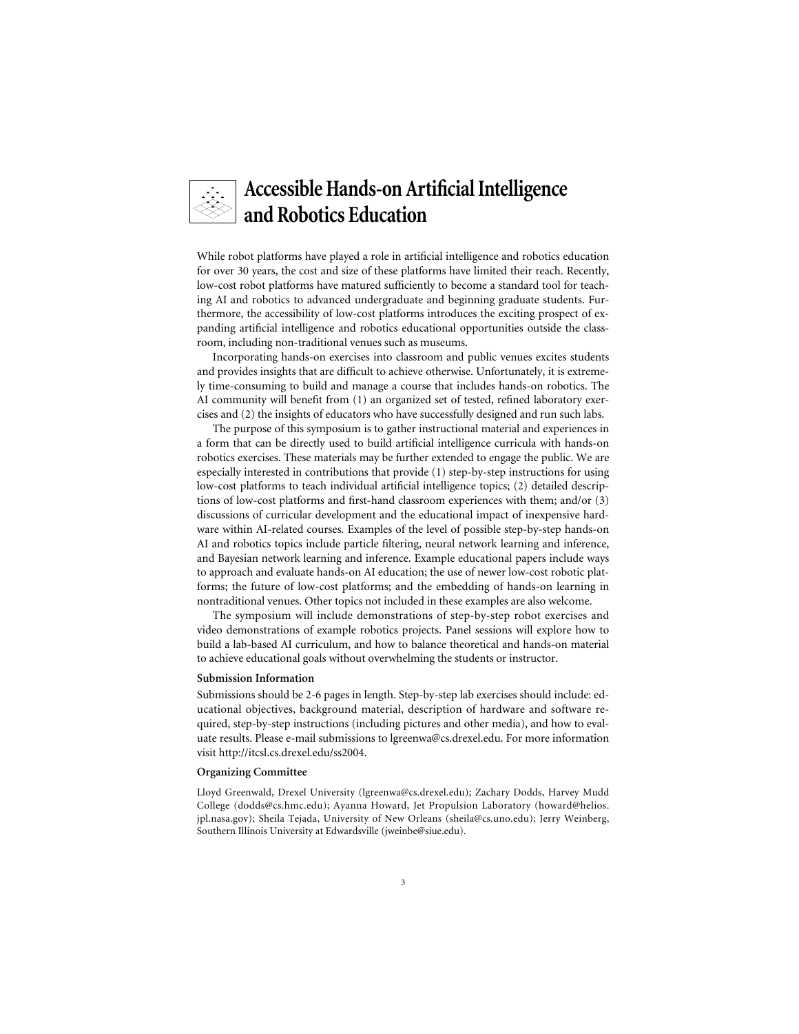# Accessible Hands-on Artificial Intelligence and Robotics Education

While robot platforms have played a role in artificial intelligence and robotics education for over 30 years, the cost and size of these platforms have limited their reach. Recently, low-cost robot platforms have matured sufficiently to become a standard tool for teaching AI and robotics to advanced undergraduate and beginning graduate students. Furthermore, the accessibility of low-cost platforms introduces the exciting prospect of expanding artificial intelligence and robotics educational opportunities outside the classroom, including non-traditional venues such as museums.

Incorporating hands-on exercises into classroom and public venues excites students and provides insights that are difficult to achieve otherwise. Unfortunately, it is extremely time-consuming to build and manage a course that includes hands-on robotics. The AI community will benefit from (1) an organized set of tested, refined laboratory exercises and (2) the insights of educators who have successfully designed and run such labs.

The purpose of this symposium is to gather instructional material and experiences in a form that can be directly used to build artificial intelligence curricula with hands-on robotics exercises. These materials may be further extended to engage the public. We are especially interested in contributions that provide (1) step-by-step instructions for using low-cost platforms to teach individual artificial intelligence topics; (2) detailed descriptions of low-cost platforms and first-hand classroom experiences with them; and/or (3) discussions of curricular development and the educational impact of inexpensive hardware within AI-related courses. Examples of the level of possible step-by-step hands-on AI and robotics topics include particle filtering, neural network learning and inference, and Bayesian network learning and inference. Example educational papers include ways to approach and evaluate hands-on AI education; the use of newer low-cost robotic platforms; the future of low-cost platforms; and the embedding of hands-on learning in nontraditional venues. Other topics not included in these examples are also welcome.

The symposium will include demonstrations of step-by-step robot exercises and video demonstrations of example robotics projects. Panel sessions will explore how to build a lab-based AI curriculum, and how to balance theoretical and hands-on material to achieve educational goals without overwhelming the students or instructor.

### Submission Information

Submissions should be 2-6 pages in length. Step-by-step lab exercises should include: educational objectives, background material, description of hardware and software required, step-by-step instructions (including pictures and other media), and how to evaluate results. Please e-mail submissions to lgreenwa@cs.drexel.edu. For more information visit http://itcsl.cs.drexel.edu/ss2004.

### Organizing Committee

Lloyd Greenwald, Drexel University (lgreenwa@cs.drexel.edu); Zachary Dodds, Harvey Mudd College (dodds@cs.hmc.edu); Ayanna Howard, Jet Propulsion Laboratory (howard@helios.jpl.nasa.gov); Sheila Tejada, University of New Orleans (sheila@cs.uno.edu); Jerry Weinberg, Southern Illinois University at Edwardsville (jweinbe@siue.edu).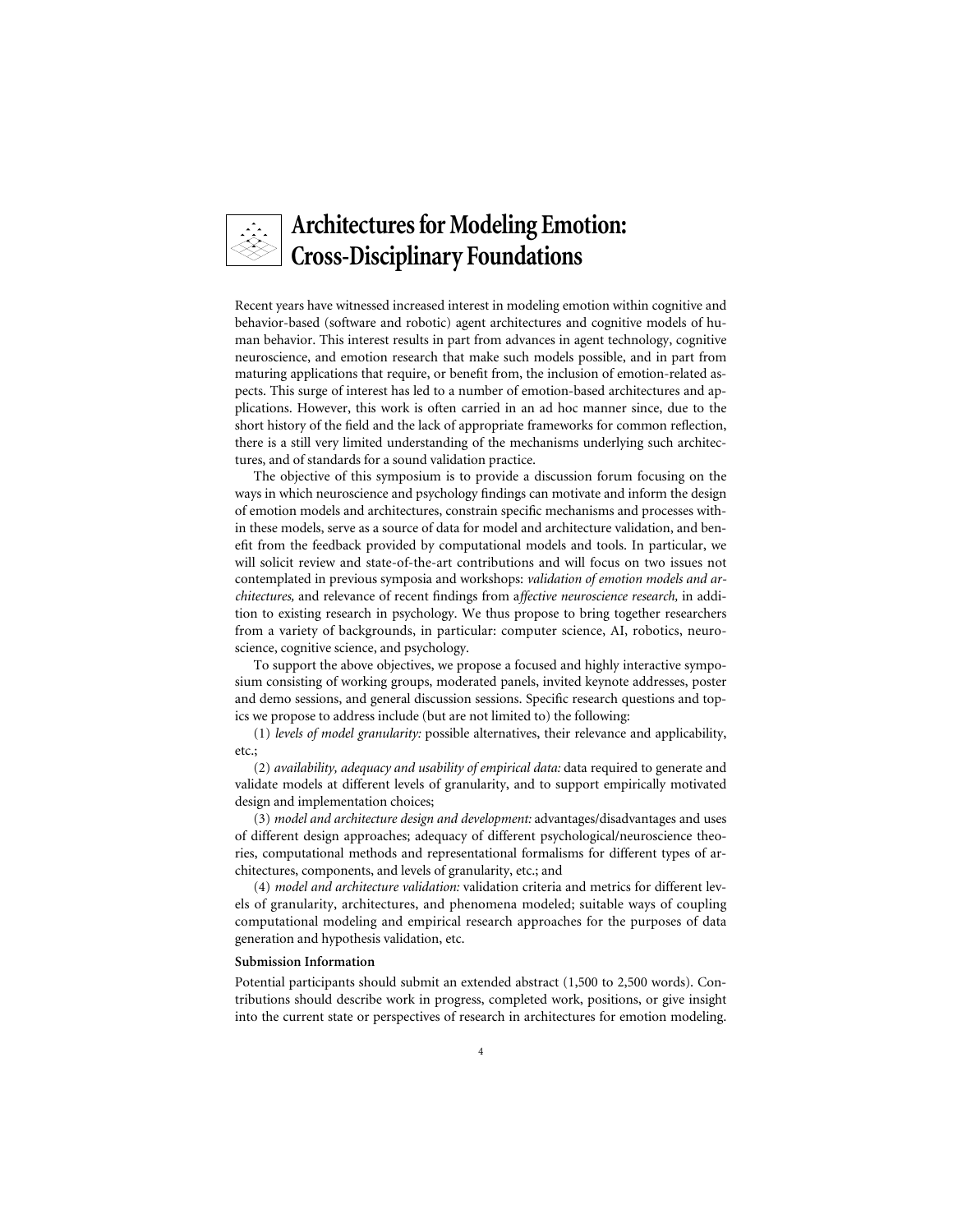# Architectures for Modeling Emotion: Cross-Disciplinary Foundations

Recent years have witnessed increased interest in modeling emotion within cognitive and behavior-based (software and robotic) agent architectures and cognitive models of human behavior. This interest results in part from advances in agent technology, cognitive neuroscience, and emotion research that make such models possible, and in part from maturing applications that require, or benefit from, the inclusion of emotion-related aspects. This surge of interest has led to a number of emotion-based architectures and applications. However, this work is often carried in an ad hoc manner since, due to the short history of the field and the lack of appropriate frameworks for common reflection, there is a still very limited understanding of the mechanisms underlying such architectures, and of standards for a sound validation practice.

The objective of this symposium is to provide a discussion forum focusing on the ways in which neuroscience and psychology findings can motivate and inform the design of emotion models and architectures, constrain specific mechanisms and processes within these models, serve as a source of data for model and architecture validation, and benefit from the feedback provided by computational models and tools. In particular, we will solicit review and state-of-the-art contributions and will focus on two issues not contemplated in previous symposia and workshops: *validation of emotion models and architectures,* and relevance of recent findings from a*ffective neuroscience research,* in addition to existing research in psychology. We thus propose to bring together researchers from a variety of backgrounds, in particular: computer science, AI, robotics, neuroscience, cognitive science, and psychology.

To support the above objectives, we propose a focused and highly interactive symposium consisting of working groups, moderated panels, invited keynote addresses, poster and demo sessions, and general discussion sessions. Specific research questions and topics we propose to address include (but are not limited to) the following:

(1) *levels of model granularity:* possible alternatives, their relevance and applicability, etc.;

(2) *availability, adequacy and usability of empirical data:* data required to generate and validate models at different levels of granularity, and to support empirically motivated design and implementation choices;

(3) *model and architecture design and development:* advantages/disadvantages and uses of different design approaches; adequacy of different psychological/neuroscience theories, computational methods and representational formalisms for different types of architectures, components, and levels of granularity, etc.; and

(4) *model and architecture validation:* validation criteria and metrics for different levels of granularity, architectures, and phenomena modeled; suitable ways of coupling computational modeling and empirical research approaches for the purposes of data generation and hypothesis validation, etc.

**Submission Information**

Potential participants should submit an extended abstract (1,500 to 2,500 words). Contributions should describe work in progress, completed work, positions, or give insight into the current state or perspectives of research in architectures for emotion modeling.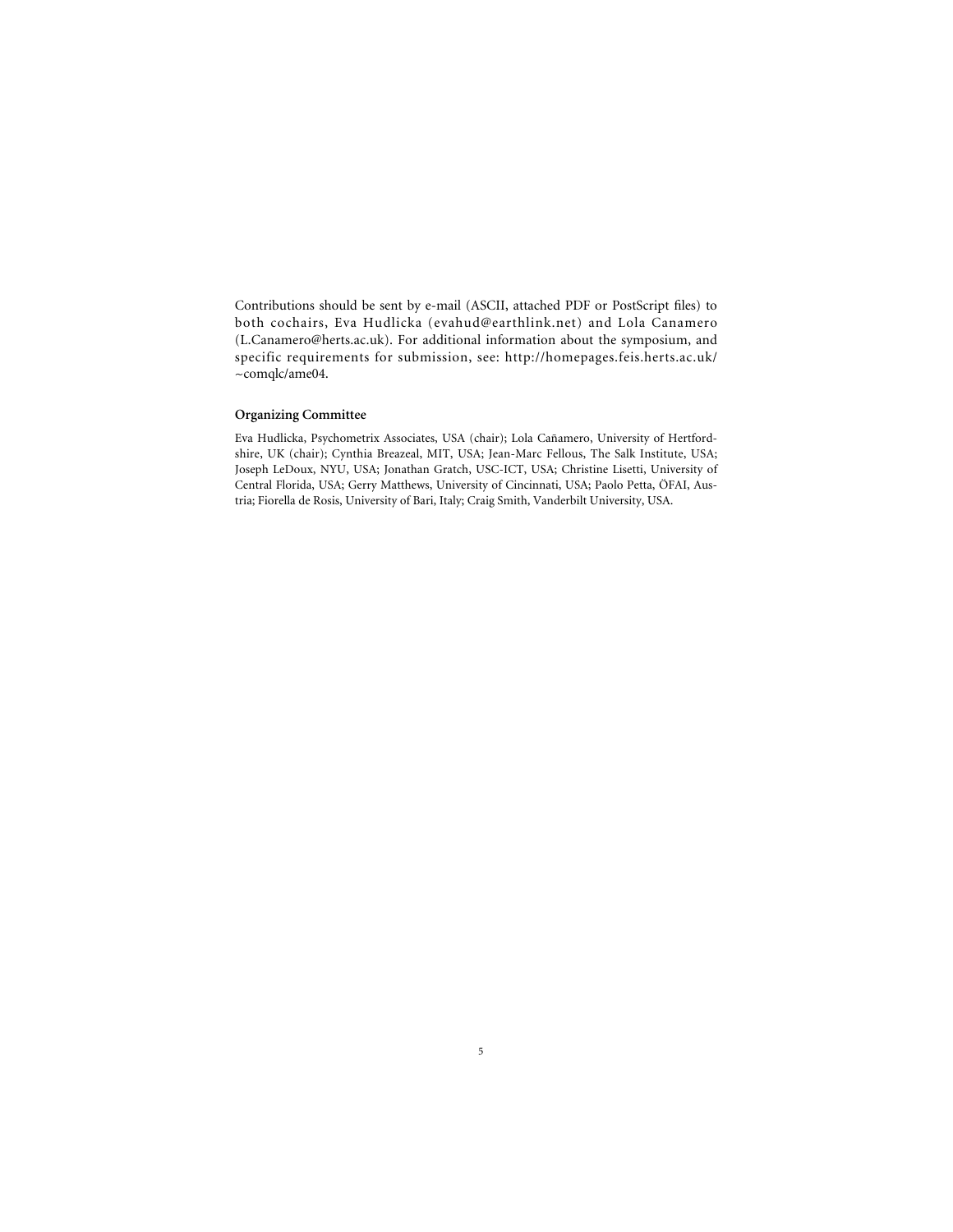Contributions should be sent by e-mail (ASCII, attached PDF or PostScript files) to both cochairs, Eva Hudlicka (evahud@earthlink.net) and Lola Canamero (L.Canamero@herts.ac.uk). For additional information about the symposium, and specific requirements for submission, see: http://homepages.feis.herts.ac.uk/~comqlc/ame04.

**Organizing Committee**

Eva Hudlicka, Psychometrix Associates, USA (chair); Lola Cañamero, University of Hertfordshire, UK (chair); Cynthia Breazeal, MIT, USA; Jean-Marc Fellous, The Salk Institute, USA; Joseph LeDoux, NYU, USA; Jonathan Gratch, USC-ICT, USA; Christine Lisetti, University of Central Florida, USA; Gerry Matthews, University of Cincinnati, USA; Paolo Petta, ÖFAI, Austria; Fiorella de Rosis, University of Bari, Italy; Craig Smith, Vanderbilt University, USA.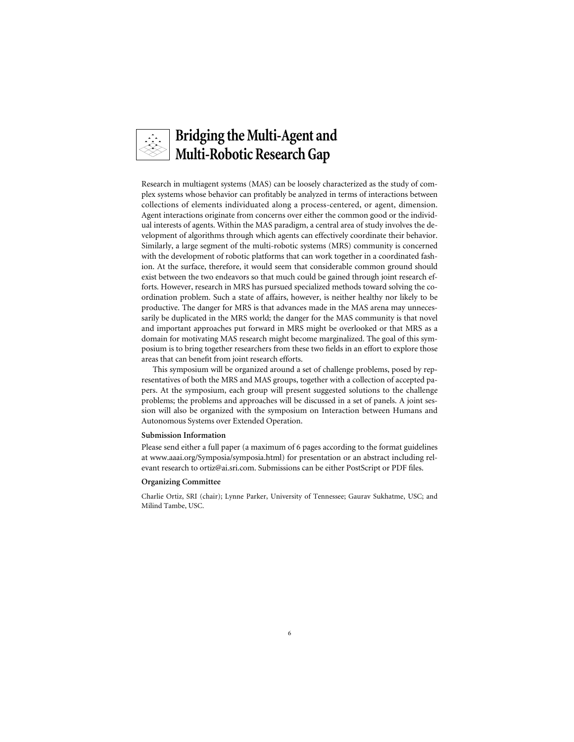# Bridging the Multi-Agent and Multi-Robotic Research Gap

Research in multiagent systems (MAS) can be loosely characterized as the study of complex systems whose behavior can profitably be analyzed in terms of interactions between collections of elements individuated along a process-centered, or agent, dimension. Agent interactions originate from concerns over either the common good or the individual interests of agents. Within the MAS paradigm, a central area of study involves the development of algorithms through which agents can effectively coordinate their behavior. Similarly, a large segment of the multi-robotic systems (MRS) community is concerned with the development of robotic platforms that can work together in a coordinated fashion. At the surface, therefore, it would seem that considerable common ground should exist between the two endeavors so that much could be gained through joint research efforts. However, research in MRS has pursued specialized methods toward solving the coordination problem. Such a state of affairs, however, is neither healthy nor likely to be productive. The danger for MRS is that advances made in the MAS arena may unnecessarily be duplicated in the MRS world; the danger for the MAS community is that novel and important approaches put forward in MRS might be overlooked or that MRS as a domain for motivating MAS research might become marginalized. The goal of this symposium is to bring together researchers from these two fields in an effort to explore those areas that can benefit from joint research efforts.

This symposium will be organized around a set of challenge problems, posed by representatives of both the MRS and MAS groups, together with a collection of accepted papers. At the symposium, each group will present suggested solutions to the challenge problems; the problems and approaches will be discussed in a set of panels. A joint session will also be organized with the symposium on Interaction between Humans and Autonomous Systems over Extended Operation.

**Submission Information**

Please send either a full paper (a maximum of 6 pages according to the format guidelines at www.aaai.org/Symposia/symposia.html) for presentation or an abstract including relevant research to ortiz@ai.sri.com. Submissions can be either PostScript or PDF files.

**Organizing Committee**

Charlie Ortiz, SRI (chair); Lynne Parker, University of Tennessee; Gaurav Sukhatme, USC; and Milind Tambe, USC.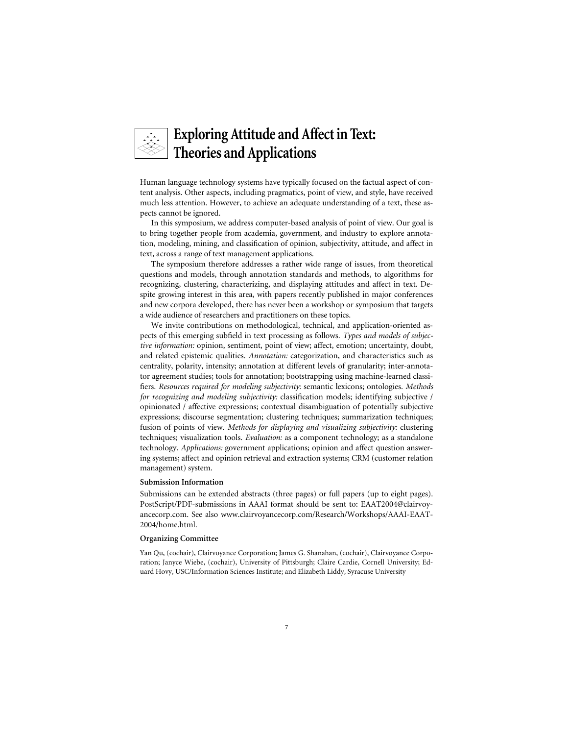# Exploring Attitude and Affect in Text: Theories and Applications

Human language technology systems have typically focused on the factual aspect of content analysis. Other aspects, including pragmatics, point of view, and style, have received much less attention. However, to achieve an adequate understanding of a text, these aspects cannot be ignored.

In this symposium, we address computer-based analysis of point of view. Our goal is to bring together people from academia, government, and industry to explore annotation, modeling, mining, and classification of opinion, subjectivity, attitude, and affect in text, across a range of text management applications.

The symposium therefore addresses a rather wide range of issues, from theoretical questions and models, through annotation standards and methods, to algorithms for recognizing, clustering, characterizing, and displaying attitudes and affect in text. Despite growing interest in this area, with papers recently published in major conferences and new corpora developed, there has never been a workshop or symposium that targets a wide audience of researchers and practitioners on these topics.

We invite contributions on methodological, technical, and application-oriented aspects of this emerging subfield in text processing as follows. *Types and models of subjective information:* opinion, sentiment, point of view; affect, emotion; uncertainty, doubt, and related epistemic qualities. *Annotation:* categorization, and characteristics such as centrality, polarity, intensity; annotation at different levels of granularity; inter-annotator agreement studies; tools for annotation; bootstrapping using machine-learned classifiers. *Resources required for modeling subjectivity:* semantic lexicons; ontologies. *Methods for recognizing and modeling subjectivity:* classification models; identifying subjective / opinionated / affective expressions; contextual disambiguation of potentially subjective expressions; discourse segmentation; clustering techniques; summarization techniques; fusion of points of view. *Methods for displaying and visualizing subjectivity:* clustering techniques; visualization tools. *Evaluation:* as a component technology; as a standalone technology. *Applications:* government applications; opinion and affect question answering systems; affect and opinion retrieval and extraction systems; CRM (customer relation management) system.

### Submission Information

Submissions can be extended abstracts (three pages) or full papers (up to eight pages). PostScript/PDF-submissions in AAAI format should be sent to: EAAT2004@clairvoyancecorp.com. See also www.clairvoyancecorp.com/Research/Workshops/AAAI-EAAT-2004/home.html.

### Organizing Committee

Yan Qu, (cochair), Clairvoyance Corporation; James G. Shanahan, (cochair), Clairvoyance Corporation; Janyce Wiebe, (cochair), University of Pittsburgh; Claire Cardie, Cornell University; Eduard Hovy, USC/Information Sciences Institute; and Elizabeth Liddy, Syracuse University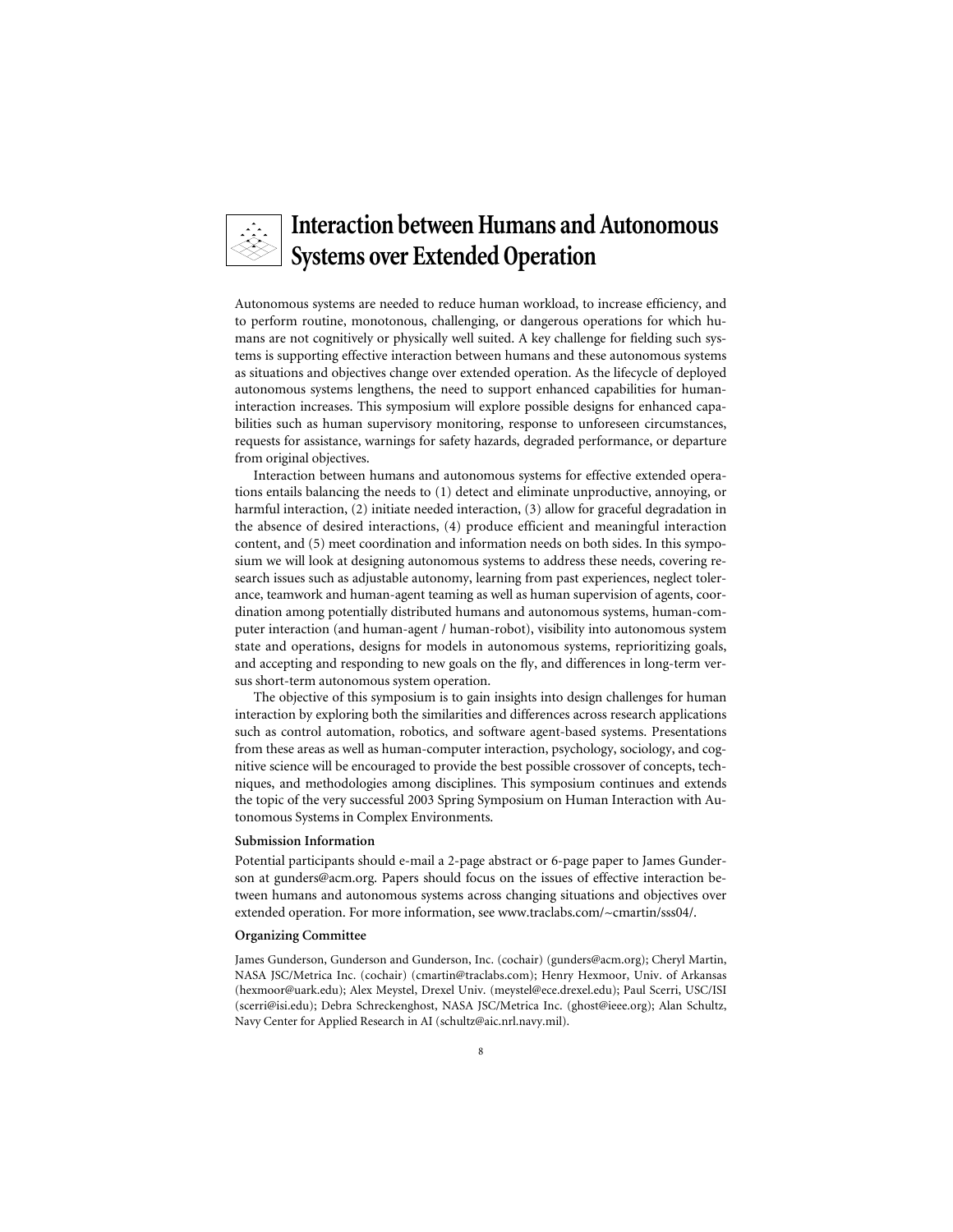# Interaction between Humans and Autonomous Systems over Extended Operation

Autonomous systems are needed to reduce human workload, to increase efficiency, and to perform routine, monotonous, challenging, or dangerous operations for which humans are not cognitively or physically well suited. A key challenge for fielding such systems is supporting effective interaction between humans and these autonomous systems as situations and objectives change over extended operation. As the lifecycle of deployed autonomous systems lengthens, the need to support enhanced capabilities for human-interaction increases. This symposium will explore possible designs for enhanced capabilities such as human supervisory monitoring, response to unforeseen circumstances, requests for assistance, warnings for safety hazards, degraded performance, or departure from original objectives.

Interaction between humans and autonomous systems for effective extended operations entails balancing the needs to (1) detect and eliminate unproductive, annoying, or harmful interaction, (2) initiate needed interaction, (3) allow for graceful degradation in the absence of desired interactions, (4) produce efficient and meaningful interaction content, and (5) meet coordination and information needs on both sides. In this symposium we will look at designing autonomous systems to address these needs, covering research issues such as adjustable autonomy, learning from past experiences, neglect tolerance, teamwork and human-agent teaming as well as human supervision of agents, coordination among potentially distributed humans and autonomous systems, human-computer interaction (and human-agent / human-robot), visibility into autonomous system state and operations, designs for models in autonomous systems, reprioritizing goals, and accepting and responding to new goals on the fly, and differences in long-term versus short-term autonomous system operation.

The objective of this symposium is to gain insights into design challenges for human interaction by exploring both the similarities and differences across research applications such as control automation, robotics, and software agent-based systems. Presentations from these areas as well as human-computer interaction, psychology, sociology, and cognitive science will be encouraged to provide the best possible crossover of concepts, techniques, and methodologies among disciplines. This symposium continues and extends the topic of the very successful 2003 Spring Symposium on Human Interaction with Autonomous Systems in Complex Environments.

### Submission Information

Potential participants should e-mail a 2-page abstract or 6-page paper to James Gunderson at gunders@acm.org. Papers should focus on the issues of effective interaction between humans and autonomous systems across changing situations and objectives over extended operation. For more information, see www.traclabs.com/~cmartin/sss04/.

### Organizing Committee

James Gunderson, Gunderson and Gunderson, Inc. (cochair) (gunders@acm.org); Cheryl Martin, NASA JSC/Metrica Inc. (cochair) (cmartin@traclabs.com); Henry Hexmoor, Univ. of Arkansas (hexmoor@uark.edu); Alex Meystel, Drexel Univ. (meystel@ece.drexel.edu); Paul Scerri, USC/ISI (scerri@isi.edu); Debra Schreckenghost, NASA JSC/Metrica Inc. (ghost@ieee.org); Alan Schultz, Navy Center for Applied Research in AI (schultz@aic.nrl.navy.mil).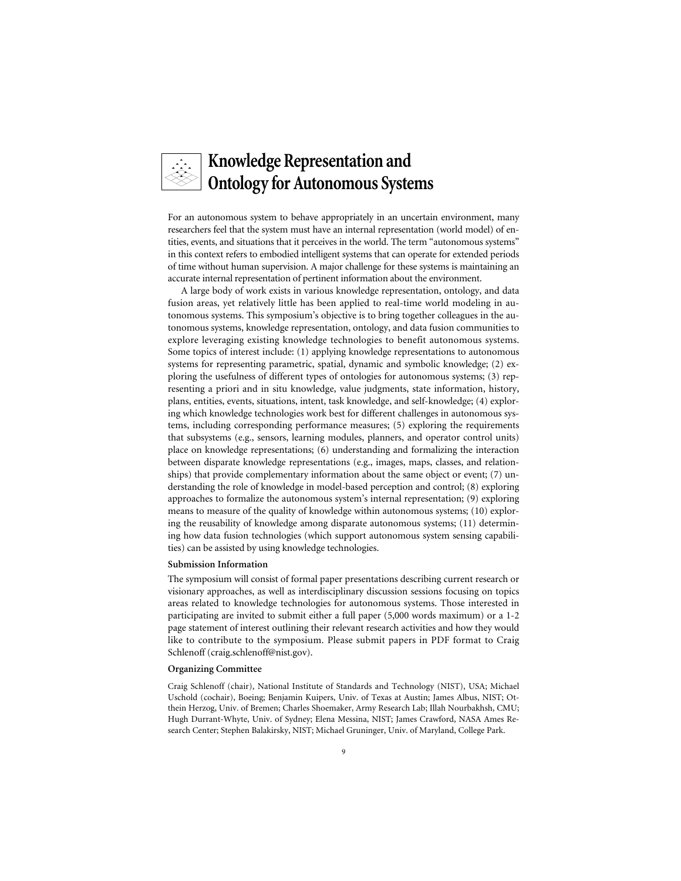# Knowledge Representation and Ontology for Autonomous Systems

For an autonomous system to behave appropriately in an uncertain environment, many researchers feel that the system must have an internal representation (world model) of entities, events, and situations that it perceives in the world. The term "autonomous systems" in this context refers to embodied intelligent systems that can operate for extended periods of time without human supervision. A major challenge for these systems is maintaining an accurate internal representation of pertinent information about the environment.

A large body of work exists in various knowledge representation, ontology, and data fusion areas, yet relatively little has been applied to real-time world modeling in autonomous systems. This symposium's objective is to bring together colleagues in the autonomous systems, knowledge representation, ontology, and data fusion communities to explore leveraging existing knowledge technologies to benefit autonomous systems. Some topics of interest include: (1) applying knowledge representations to autonomous systems for representing parametric, spatial, dynamic and symbolic knowledge; (2) exploring the usefulness of different types of ontologies for autonomous systems; (3) representing a priori and in situ knowledge, value judgments, state information, history, plans, entities, events, situations, intent, task knowledge, and self-knowledge; (4) exploring which knowledge technologies work best for different challenges in autonomous systems, including corresponding performance measures; (5) exploring the requirements that subsystems (e.g., sensors, learning modules, planners, and operator control units) place on knowledge representations; (6) understanding and formalizing the interaction between disparate knowledge representations (e.g., images, maps, classes, and relationships) that provide complementary information about the same object or event; (7) understanding the role of knowledge in model-based perception and control; (8) exploring approaches to formalize the autonomous system's internal representation; (9) exploring means to measure of the quality of knowledge within autonomous systems; (10) exploring the reusability of knowledge among disparate autonomous systems; (11) determining how data fusion technologies (which support autonomous system sensing capabilities) can be assisted by using knowledge technologies.

**Submission Information**

The symposium will consist of formal paper presentations describing current research or visionary approaches, as well as interdisciplinary discussion sessions focusing on topics areas related to knowledge technologies for autonomous systems. Those interested in participating are invited to submit either a full paper (5,000 words maximum) or a 1-2 page statement of interest outlining their relevant research activities and how they would like to contribute to the symposium. Please submit papers in PDF format to Craig Schlenoff (craig.schlenoff@nist.gov).

**Organizing Committee**

Craig Schlenoff (chair), National Institute of Standards and Technology (NIST), USA; Michael Uschold (cochair), Boeing; Benjamin Kuipers, Univ. of Texas at Austin; James Albus, NIST; Otthein Herzog, Univ. of Bremen; Charles Shoemaker, Army Research Lab; Illah Nourbakhsh, CMU; Hugh Durrant-Whyte, Univ. of Sydney; Elena Messina, NIST; James Crawford, NASA Ames Research Center; Stephen Balakirsky, NIST; Michael Gruninger, Univ. of Maryland, College Park.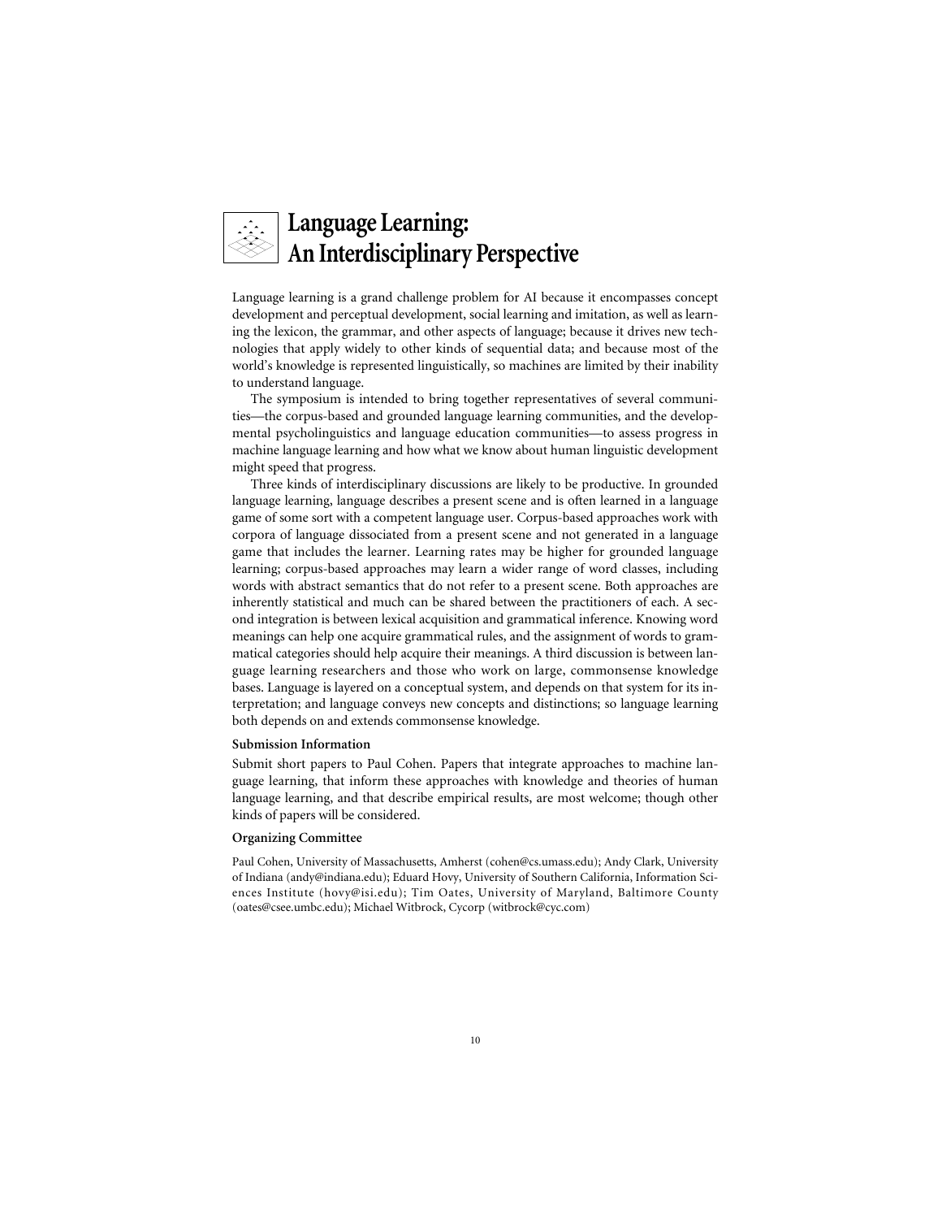# Language Learning: An Interdisciplinary Perspective

Language learning is a grand challenge problem for AI because it encompasses concept development and perceptual development, social learning and imitation, as well as learning the lexicon, the grammar, and other aspects of language; because it drives new technologies that apply widely to other kinds of sequential data; and because most of the world's knowledge is represented linguistically, so machines are limited by their inability to understand language.

The symposium is intended to bring together representatives of several communities—the corpus-based and grounded language learning communities, and the developmental psycholinguistics and language education communities—to assess progress in machine language learning and how what we know about human linguistic development might speed that progress.

Three kinds of interdisciplinary discussions are likely to be productive. In grounded language learning, language describes a present scene and is often learned in a language game of some sort with a competent language user. Corpus-based approaches work with corpora of language dissociated from a present scene and not generated in a language game that includes the learner. Learning rates may be higher for grounded language learning; corpus-based approaches may learn a wider range of word classes, including words with abstract semantics that do not refer to a present scene. Both approaches are inherently statistical and much can be shared between the practitioners of each. A second integration is between lexical acquisition and grammatical inference. Knowing word meanings can help one acquire grammatical rules, and the assignment of words to grammatical categories should help acquire their meanings. A third discussion is between language learning researchers and those who work on large, commonsense knowledge bases. Language is layered on a conceptual system, and depends on that system for its interpretation; and language conveys new concepts and distinctions; so language learning both depends on and extends commonsense knowledge.

### Submission Information

Submit short papers to Paul Cohen. Papers that integrate approaches to machine language learning, that inform these approaches with knowledge and theories of human language learning, and that describe empirical results, are most welcome; though other kinds of papers will be considered.

### Organizing Committee

Paul Cohen, University of Massachusetts, Amherst (cohen@cs.umass.edu); Andy Clark, University of Indiana (andy@indiana.edu); Eduard Hovy, University of Southern California, Information Sciences Institute (hovy@isi.edu); Tim Oates, University of Maryland, Baltimore County (oates@csee.umbc.edu); Michael Witbrock, Cycorp (witbrock@cyc.com)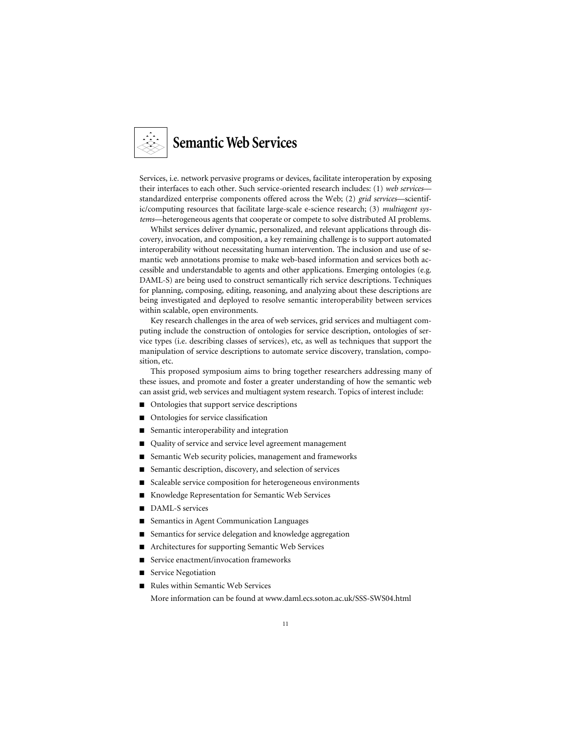# Semantic Web Services

Services, i.e. network pervasive programs or devices, facilitate interoperation by exposing their interfaces to each other. Such service-oriented research includes: (1) *web services*—standardized enterprise components offered across the Web; (2) *grid services*—scientific/computing resources that facilitate large-scale e-science research; (3) *multiagent systems*—heterogeneous agents that cooperate or compete to solve distributed AI problems.

Whilst services deliver dynamic, personalized, and relevant applications through discovery, invocation, and composition, a key remaining challenge is to support automated interoperability without necessitating human intervention. The inclusion and use of semantic web annotations promise to make web-based information and services both accessible and understandable to agents and other applications. Emerging ontologies (e.g. DAML-S) are being used to construct semantically rich service descriptions. Techniques for planning, composing, editing, reasoning, and analyzing about these descriptions are being investigated and deployed to resolve semantic interoperability between services within scalable, open environments.

Key research challenges in the area of web services, grid services and multiagent computing include the construction of ontologies for service description, ontologies of service types (i.e. describing classes of services), etc, as well as techniques that support the manipulation of service descriptions to automate service discovery, translation, composition, etc.

This proposed symposium aims to bring together researchers addressing many of these issues, and promote and foster a greater understanding of how the semantic web can assist grid, web services and multiagent system research. Topics of interest include:

- Ontologies that support service descriptions
- Ontologies for service classification
- Semantic interoperability and integration
- Quality of service and service level agreement management
- Semantic Web security policies, management and frameworks
- Semantic description, discovery, and selection of services
- Scaleable service composition for heterogeneous environments
- Knowledge Representation for Semantic Web Services
- DAML-S services
- Semantics in Agent Communication Languages
- Semantics for service delegation and knowledge aggregation
- Architectures for supporting Semantic Web Services
- Service enactment/invocation frameworks
- Service Negotiation
- Rules within Semantic Web Services

More information can be found at www.daml.ecs.soton.ac.uk/SSS-SWS04.html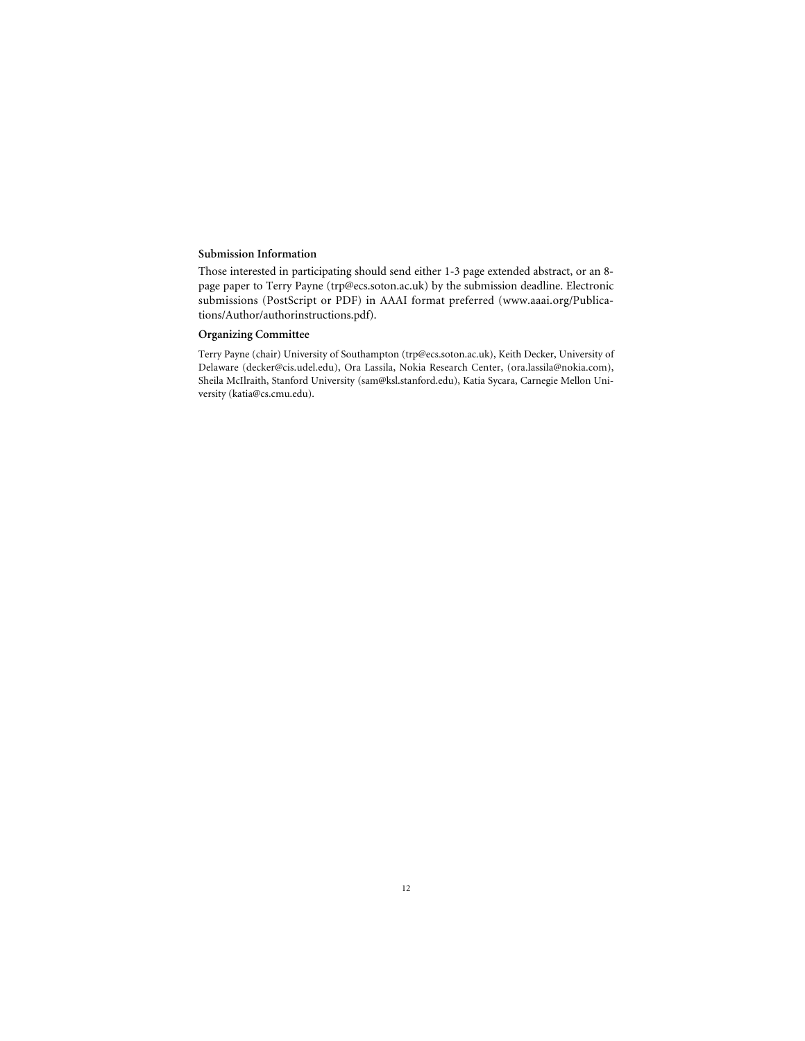### Submission Information

Those interested in participating should send either 1-3 page extended abstract, or an 8-page paper to Terry Payne (trp@ecs.soton.ac.uk) by the submission deadline. Electronic submissions (PostScript or PDF) in AAAI format preferred (www.aaai.org/Publications/Author/authorinstructions.pdf).

### Organizing Committee

Terry Payne (chair) University of Southampton (trp@ecs.soton.ac.uk), Keith Decker, University of Delaware (decker@cis.udel.edu), Ora Lassila, Nokia Research Center, (ora.lassila@nokia.com), Sheila McIlraith, Stanford University (sam@ksl.stanford.edu), Katia Sycara, Carnegie Mellon University (katia@cs.cmu.edu).